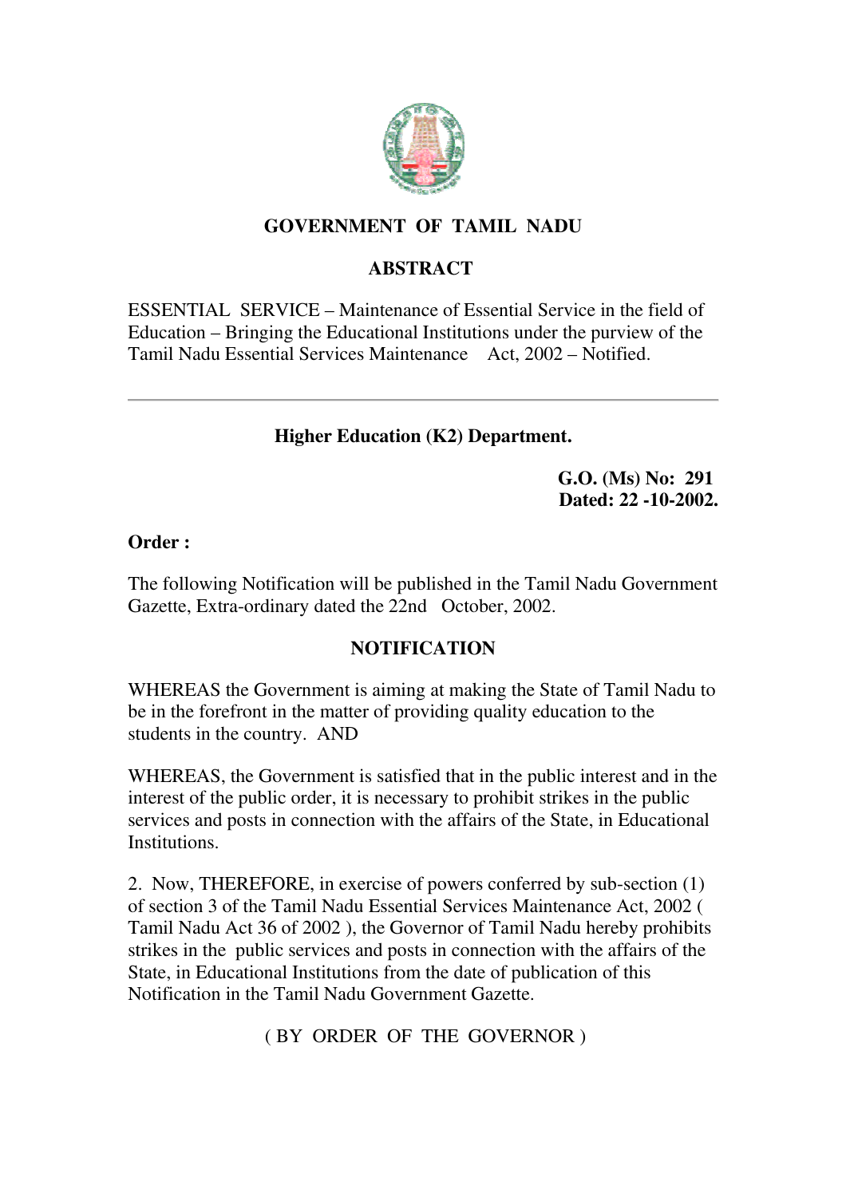# GOVERNMENT OF TAMIL NADU

## ABSTRACT

ESSENTIAL SERVICE – Maintenance of Essential Service in the field of Education – Bringing the Educational Institutions under the purview of the Tamil Nadu Essential Services Maintenance Act, 2002 – Notified.

---

**Higher Education (K2) Department.**

**G.O. (Ms) No: 291**
**Dated: 22 -10-2002.**

**Order :**

The following Notification will be published in the Tamil Nadu Government Gazette, Extra-ordinary dated the 22nd October, 2002.

## NOTIFICATION

WHEREAS the Government is aiming at making the State of Tamil Nadu to be in the forefront in the matter of providing quality education to the students in the country. AND

WHEREAS, the Government is satisfied that in the public interest and in the interest of the public order, it is necessary to prohibit strikes in the public services and posts in connection with the affairs of the State, in Educational Institutions.

2. Now, THEREFORE, in exercise of powers conferred by sub-section (1) of section 3 of the Tamil Nadu Essential Services Maintenance Act, 2002 ( Tamil Nadu Act 36 of 2002 ), the Governor of Tamil Nadu hereby prohibits strikes in the public services and posts in connection with the affairs of the State, in Educational Institutions from the date of publication of this Notification in the Tamil Nadu Government Gazette.

( BY ORDER OF THE GOVERNOR )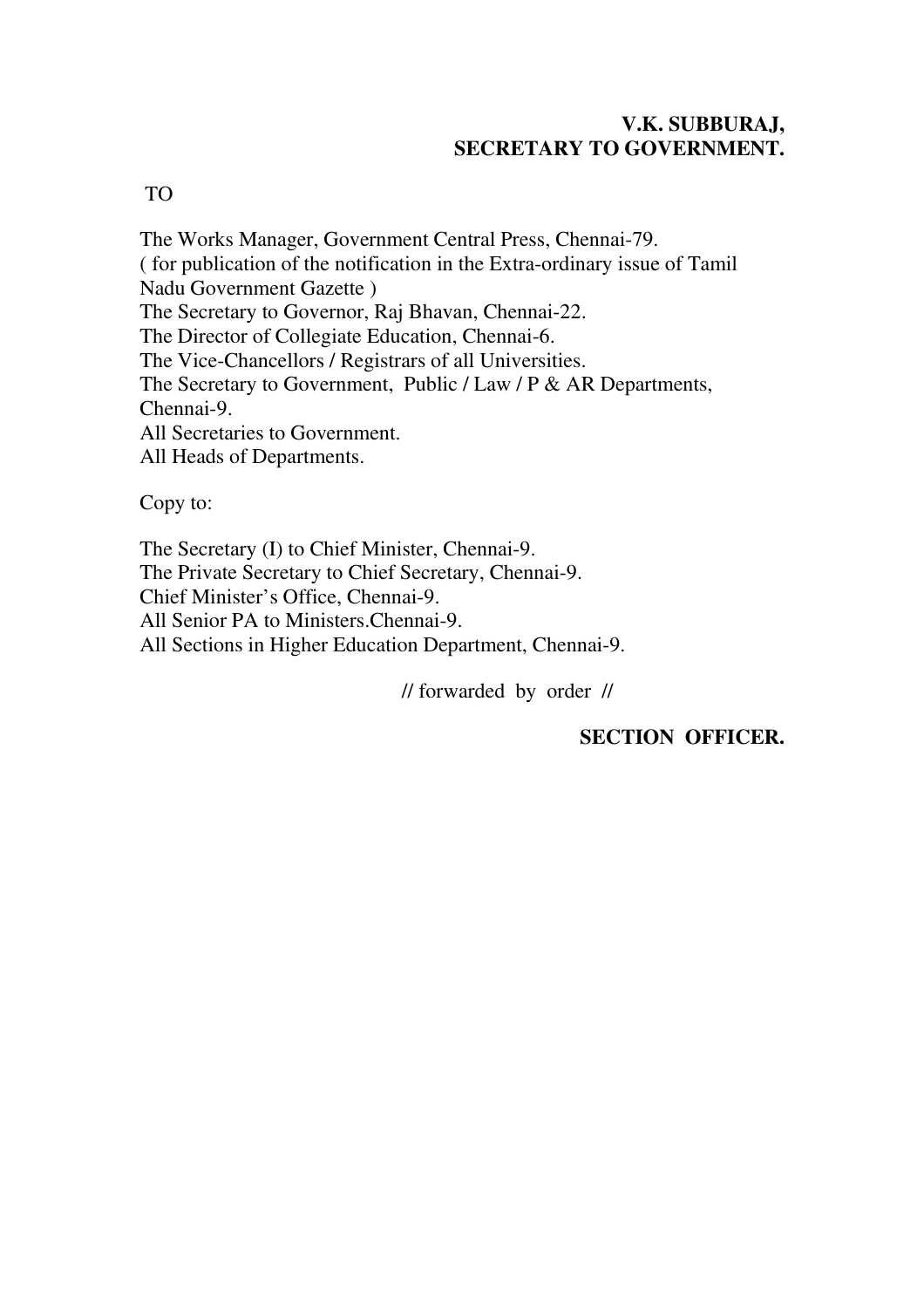**V.K. SUBBURAJ,**
**SECRETARY TO GOVERNMENT.**

TO

The Works Manager, Government Central Press, Chennai-79.
( for publication of the notification in the Extra-ordinary issue of Tamil Nadu Government Gazette )
The Secretary to Governor, Raj Bhavan, Chennai-22.
The Director of Collegiate Education, Chennai-6.
The Vice-Chancellors / Registrars of all Universities.
The Secretary to Government, Public / Law / P & AR Departments, Chennai-9.
All Secretaries to Government.
All Heads of Departments.

Copy to:

The Secretary (I) to Chief Minister, Chennai-9.
The Private Secretary to Chief Secretary, Chennai-9.
Chief Minister's Office, Chennai-9.
All Senior PA to Ministers.Chennai-9.
All Sections in Higher Education Department, Chennai-9.

// forwarded by order //

**SECTION OFFICER.**